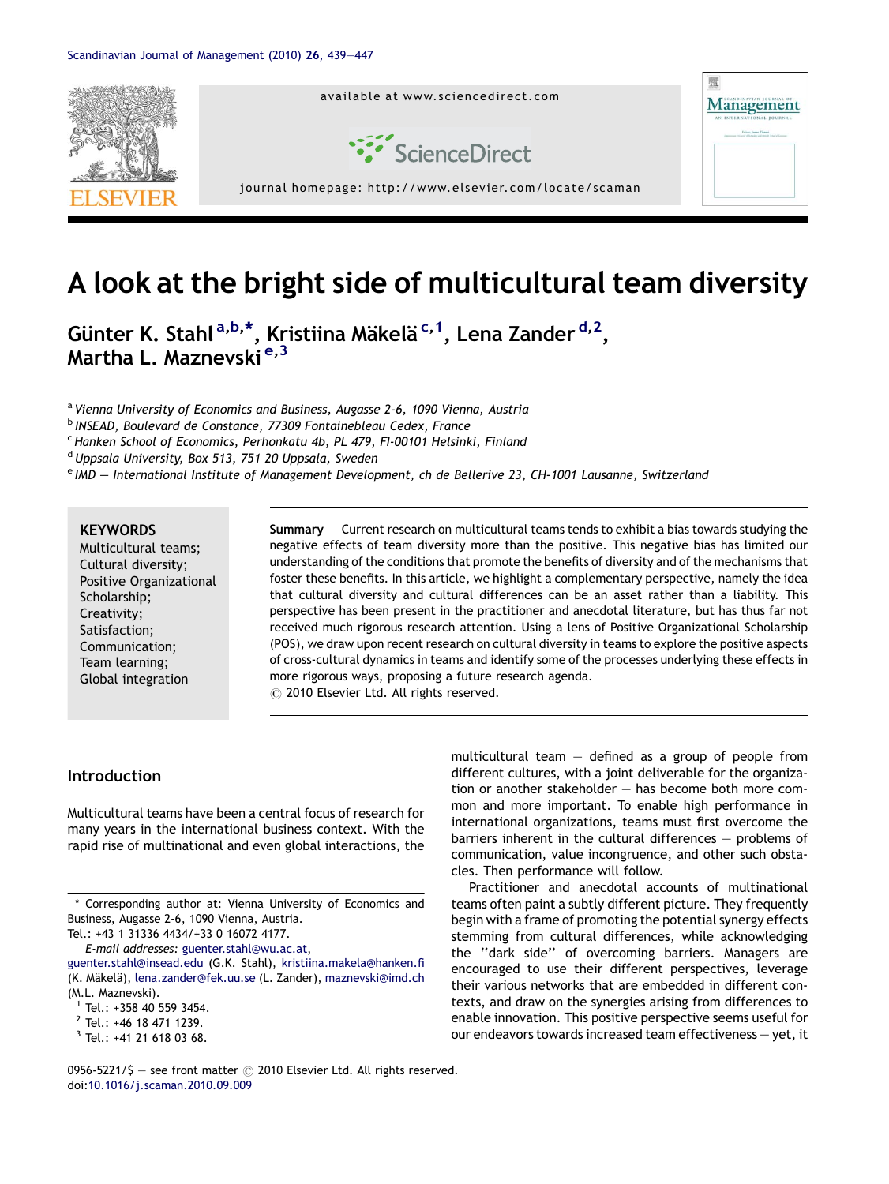# A look at the bright side of multicultural team diversity

Günter K. Stahl [a,b,*], Kristiina Mäkelä [c,1], Lena Zander [d,2], Martha L. Maznevski [e,3]

[a] Vienna University of Economics and Business, Augasse 2-6, 1090 Vienna, Austria
[b] INSEAD, Boulevard de Constance, 77309 Fontainebleau Cedex, France
[c] Hanken School of Economics, Perhonkatu 4b, PL 479, FI-00101 Helsinki, Finland
[d] Uppsala University, Box 513, 751 20 Uppsala, Sweden
[e] IMD — International Institute of Management Development, ch de Bellerive 23, CH-1001 Lausanne, Switzerland

**KEYWORDS**
Multicultural teams;
Cultural diversity;
Positive Organizational Scholarship;
Creativity;
Satisfaction;
Communication;
Team learning;
Global integration

**Summary** Current research on multicultural teams tends to exhibit a bias towards studying the negative effects of team diversity more than the positive. This negative bias has limited our understanding of the conditions that promote the benefits of diversity and of the mechanisms that foster these benefits. In this article, we highlight a complementary perspective, namely the idea that cultural diversity and cultural differences can be an asset rather than a liability. This perspective has been present in the practitioner and anecdotal literature, but has thus far not received much rigorous research attention. Using a lens of Positive Organizational Scholarship (POS), we draw upon recent research on cultural diversity in teams to explore the positive aspects of cross-cultural dynamics in teams and identify some of the processes underlying these effects in more rigorous ways, proposing a future research agenda.
© 2010 Elsevier Ltd. All rights reserved.

## Introduction

Multicultural teams have been a central focus of research for many years in the international business context. With the rapid rise of multinational and even global interactions, the multicultural team — defined as a group of people from different cultures, with a joint deliverable for the organization or another stakeholder — has become both more common and more important. To enable high performance in international organizations, teams must first overcome the barriers inherent in the cultural differences — problems of communication, value incongruence, and other such obstacles. Then performance will follow.

Practitioner and anecdotal accounts of multinational teams often paint a subtly different picture. They frequently begin with a frame of promoting the potential synergy effects stemming from cultural differences, while acknowledging the "dark side" of overcoming barriers. Managers are encouraged to use their different perspectives, leverage their various networks that are embedded in different contexts, and draw on the synergies arising from differences to enable innovation. This positive perspective seems useful for our endeavors towards increased team effectiveness — yet, it

\* Corresponding author at: Vienna University of Economics and Business, Augasse 2-6, 1090 Vienna, Austria.
Tel.: +43 1 31336 4434/+33 0 16072 4177.
*E-mail addresses:* guenter.stahl@wu.ac.at, guenter.stahl@insead.edu (G.K. Stahl), kristiina.makela@hanken.fi (K. Mäkelä), lena.zander@fek.uu.se (L. Zander), maznevski@imd.ch (M.L. Maznevski).
[1] Tel.: +358 40 559 3454.
[2] Tel.: +46 18 471 1239.
[3] Tel.: +41 21 618 03 68.

0956-5221/$ — see front matter © 2010 Elsevier Ltd. All rights reserved.
doi:10.1016/j.scaman.2010.09.009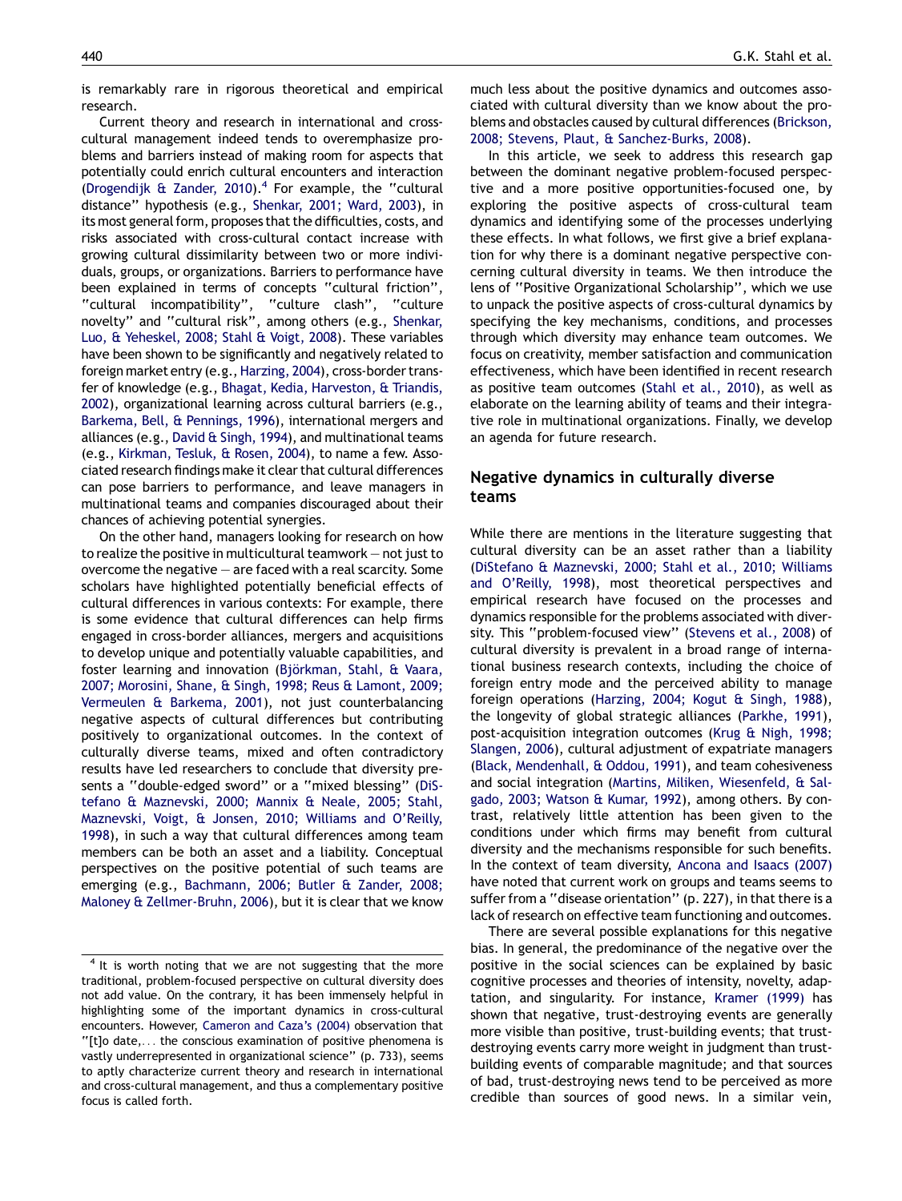is remarkably rare in rigorous theoretical and empirical research.

Current theory and research in international and cross-cultural management indeed tends to overemphasize problems and barriers instead of making room for aspects that potentially could enrich cultural encounters and interaction (Drogendijk & Zander, 2010).[4] For example, the "cultural distance" hypothesis (e.g., Shenkar, 2001; Ward, 2003), in its most general form, proposes that the difficulties, costs, and risks associated with cross-cultural contact increase with growing cultural dissimilarity between two or more individuals, groups, or organizations. Barriers to performance have been explained in terms of concepts "cultural friction", "cultural incompatibility", "culture clash", "culture novelty" and "cultural risk", among others (e.g., Shenkar, Luo, & Yeheskel, 2008; Stahl & Voigt, 2008). These variables have been shown to be significantly and negatively related to foreign market entry (e.g., Harzing, 2004), cross-border transfer of knowledge (e.g., Bhagat, Kedia, Harveston, & Triandis, 2002), organizational learning across cultural barriers (e.g., Barkema, Bell, & Pennings, 1996), international mergers and alliances (e.g., David & Singh, 1994), and multinational teams (e.g., Kirkman, Tesluk, & Rosen, 2004), to name a few. Associated research findings make it clear that cultural differences can pose barriers to performance, and leave managers in multinational teams and companies discouraged about their chances of achieving potential synergies.

On the other hand, managers looking for research on how to realize the positive in multicultural teamwork — not just to overcome the negative — are faced with a real scarcity. Some scholars have highlighted potentially beneficial effects of cultural differences in various contexts: For example, there is some evidence that cultural differences can help firms engaged in cross-border alliances, mergers and acquisitions to develop unique and potentially valuable capabilities, and foster learning and innovation (Björkman, Stahl, & Vaara, 2007; Morosini, Shane, & Singh, 1998; Reus & Lamont, 2009; Vermeulen & Barkema, 2001), not just counterbalancing negative aspects of cultural differences but contributing positively to organizational outcomes. In the context of culturally diverse teams, mixed and often contradictory results have led researchers to conclude that diversity presents a "double-edged sword" or a "mixed blessing" (DiStefano & Maznevski, 2000; Mannix & Neale, 2005; Stahl, Maznevski, Voigt, & Jonsen, 2010; Williams and O'Reilly, 1998), in such a way that cultural differences among team members can be both an asset and a liability. Conceptual perspectives on the positive potential of such teams are emerging (e.g., Bachmann, 2006; Butler & Zander, 2008; Maloney & Zellmer-Bruhn, 2006), but it is clear that we know much less about the positive dynamics and outcomes associated with cultural diversity than we know about the problems and obstacles caused by cultural differences (Brickson, 2008; Stevens, Plaut, & Sanchez-Burks, 2008).

In this article, we seek to address this research gap between the dominant negative problem-focused perspective and a more positive opportunities-focused one, by exploring the positive aspects of cross-cultural team dynamics and identifying some of the processes underlying these effects. In what follows, we first give a brief explanation for why there is a dominant negative perspective concerning cultural diversity in teams. We then introduce the lens of "Positive Organizational Scholarship", which we use to unpack the positive aspects of cross-cultural dynamics by specifying the key mechanisms, conditions, and processes through which diversity may enhance team outcomes. We focus on creativity, member satisfaction and communication effectiveness, which have been identified in recent research as positive team outcomes (Stahl et al., 2010), as well as elaborate on the learning ability of teams and their integrative role in multinational organizations. Finally, we develop an agenda for future research.

## Negative dynamics in culturally diverse teams

While there are mentions in the literature suggesting that cultural diversity can be an asset rather than a liability (DiStefano & Maznevski, 2000; Stahl et al., 2010; Williams and O'Reilly, 1998), most theoretical perspectives and empirical research have focused on the processes and dynamics responsible for the problems associated with diversity. This "problem-focused view" (Stevens et al., 2008) of cultural diversity is prevalent in a broad range of international business research contexts, including the choice of foreign entry mode and the perceived ability to manage foreign operations (Harzing, 2004; Kogut & Singh, 1988), the longevity of global strategic alliances (Parkhe, 1991), post-acquisition integration outcomes (Krug & Nigh, 1998; Slangen, 2006), cultural adjustment of expatriate managers (Black, Mendenhall, & Oddou, 1991), and team cohesiveness and social integration (Martins, Miliken, Wiesenfeld, & Salgado, 2003; Watson & Kumar, 1992), among others. By contrast, relatively little attention has been given to the conditions under which firms may benefit from cultural diversity and the mechanisms responsible for such benefits. In the context of team diversity, Ancona and Isaacs (2007) have noted that current work on groups and teams seems to suffer from a "disease orientation" (p. 227), in that there is a lack of research on effective team functioning and outcomes.

There are several possible explanations for this negative bias. In general, the predominance of the negative over the positive in the social sciences can be explained by basic cognitive processes and theories of intensity, novelty, adaptation, and singularity. For instance, Kramer (1999) has shown that negative, trust-destroying events are generally more visible than positive, trust-building events; that trust-destroying events carry more weight in judgment than trust-building events of comparable magnitude; and that sources of bad, trust-destroying news tend to be perceived as more credible than sources of good news. In a similar vein,

[4] It is worth noting that we are not suggesting that the more traditional, problem-focused perspective on cultural diversity does not add value. On the contrary, it has been immensely helpful in highlighting some of the important dynamics in cross-cultural encounters. However, Cameron and Caza's (2004) observation that "[t]o date,... the conscious examination of positive phenomena is vastly underrepresented in organizational science" (p. 733), seems to aptly characterize current theory and research in international and cross-cultural management, and thus a complementary positive focus is called forth.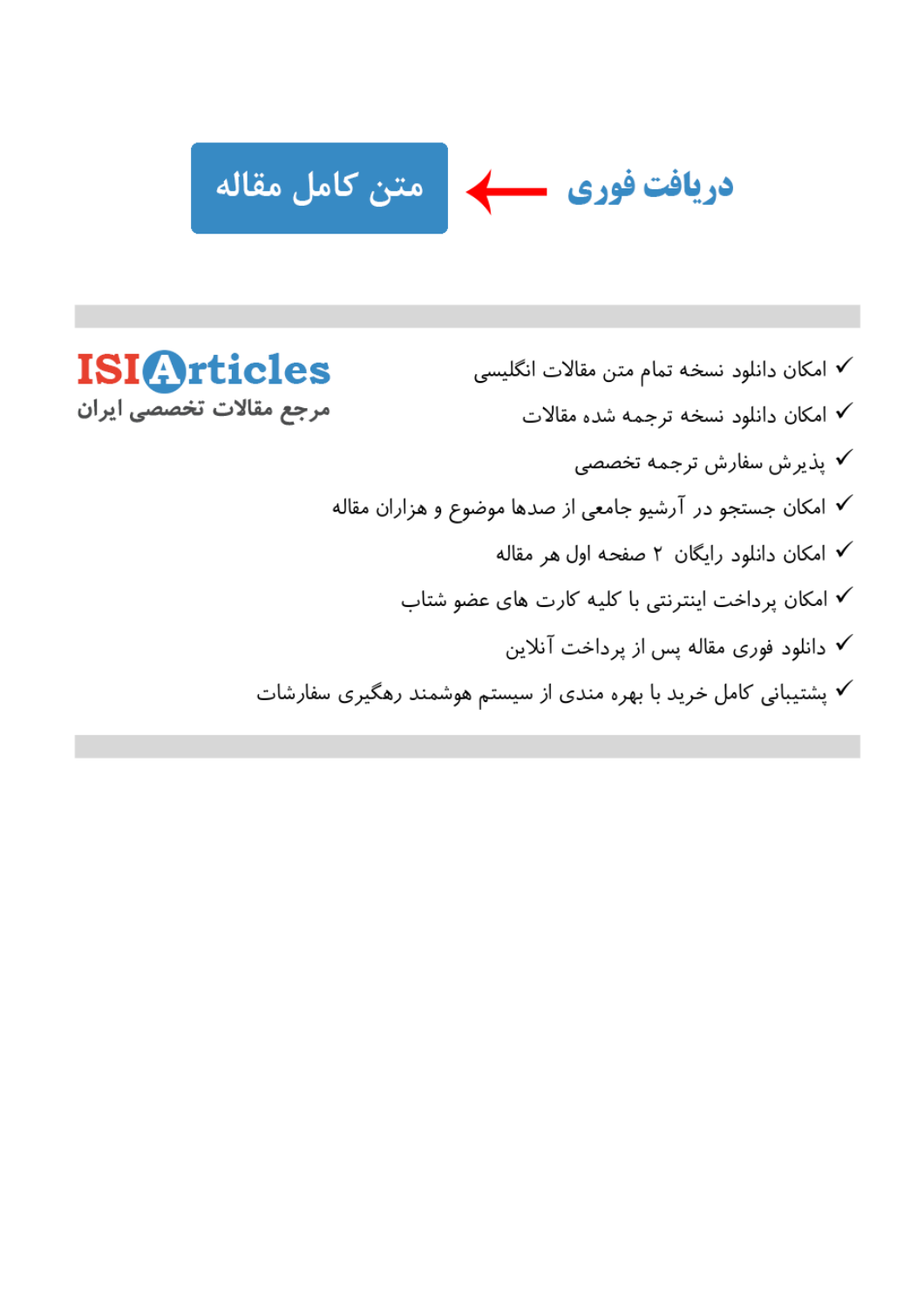دریافت فوری ← متن کامل مقاله

**ISIArticles**
مرجع مقالات تخصصی ایران

- ✓ امکان دانلود نسخه تمام متن مقالات انگلیسی
- ✓ امکان دانلود نسخه ترجمه شده مقالات
- ✓ پذیرش سفارش ترجمه تخصصی
- ✓ امکان جستجو در آرشیو جامعی از صدها موضوع و هزاران مقاله
- ✓ امکان دانلود رایگان ۲ صفحه اول هر مقاله
- ✓ امکان پرداخت اینترنتی با کلیه کارت های عضو شتاب
- ✓ دانلود فوری مقاله پس از پرداخت آنلاین
- ✓ پشتیبانی کامل خرید با بهره مندی از سیستم هوشمند رهگیری سفارشات